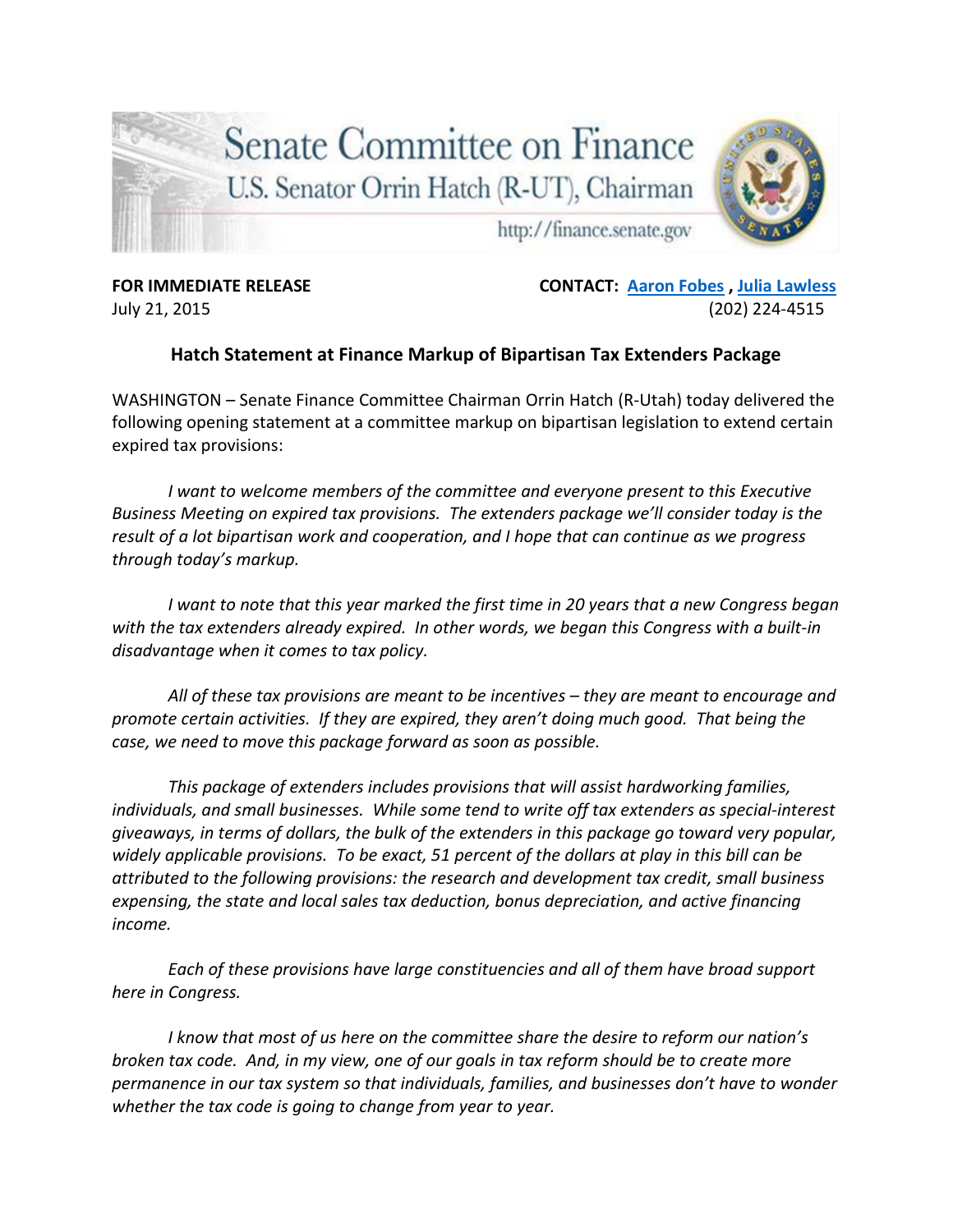# Senate Committee on Finance

U.S. Senator Orrin Hatch (R-UT), Chairman

http://finance.senate.gov

**FOR IMMEDIATE RELEASE**
July 21, 2015

**CONTACT: Aaron Fobes , Julia Lawless**
(202) 224-4515

## Hatch Statement at Finance Markup of Bipartisan Tax Extenders Package

WASHINGTON – Senate Finance Committee Chairman Orrin Hatch (R-Utah) today delivered the following opening statement at a committee markup on bipartisan legislation to extend certain expired tax provisions:

*I want to welcome members of the committee and everyone present to this Executive Business Meeting on expired tax provisions. The extenders package we'll consider today is the result of a lot bipartisan work and cooperation, and I hope that can continue as we progress through today's markup.*

*I want to note that this year marked the first time in 20 years that a new Congress began with the tax extenders already expired. In other words, we began this Congress with a built-in disadvantage when it comes to tax policy.*

*All of these tax provisions are meant to be incentives – they are meant to encourage and promote certain activities. If they are expired, they aren't doing much good. That being the case, we need to move this package forward as soon as possible.*

*This package of extenders includes provisions that will assist hardworking families, individuals, and small businesses. While some tend to write off tax extenders as special-interest giveaways, in terms of dollars, the bulk of the extenders in this package go toward very popular, widely applicable provisions. To be exact, 51 percent of the dollars at play in this bill can be attributed to the following provisions: the research and development tax credit, small business expensing, the state and local sales tax deduction, bonus depreciation, and active financing income.*

*Each of these provisions have large constituencies and all of them have broad support here in Congress.*

*I know that most of us here on the committee share the desire to reform our nation's broken tax code. And, in my view, one of our goals in tax reform should be to create more permanence in our tax system so that individuals, families, and businesses don't have to wonder whether the tax code is going to change from year to year.*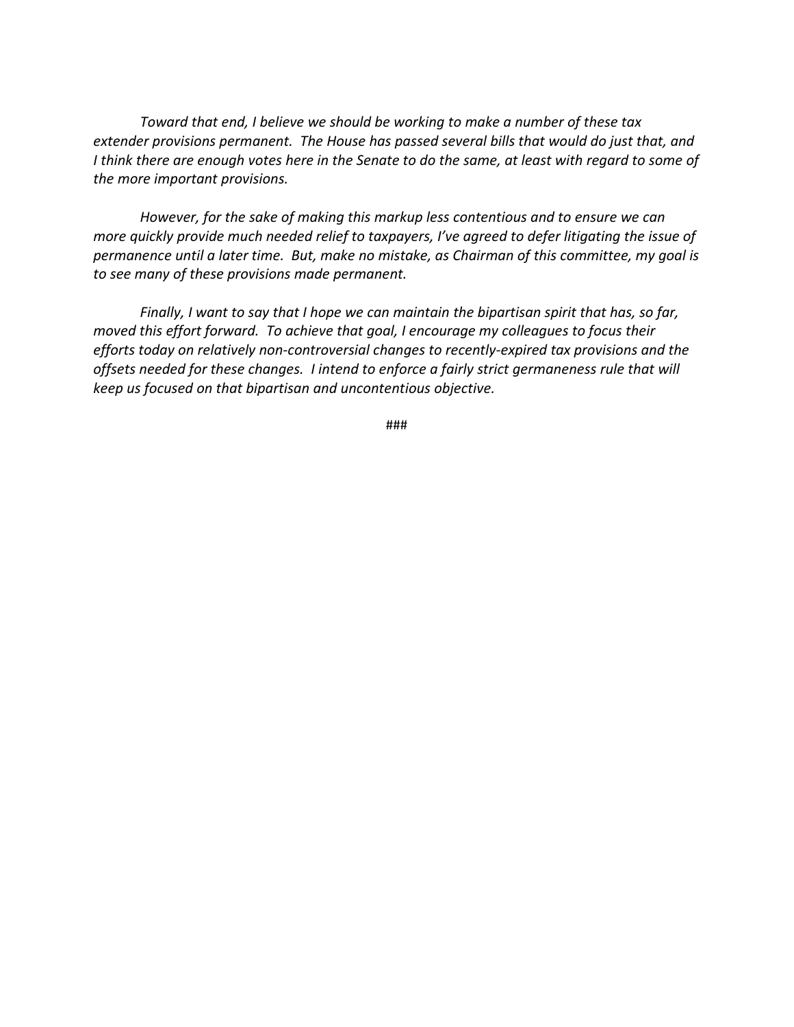*Toward that end, I believe we should be working to make a number of these tax extender provisions permanent. The House has passed several bills that would do just that, and I think there are enough votes here in the Senate to do the same, at least with regard to some of the more important provisions.*

*However, for the sake of making this markup less contentious and to ensure we can more quickly provide much needed relief to taxpayers, I've agreed to defer litigating the issue of permanence until a later time. But, make no mistake, as Chairman of this committee, my goal is to see many of these provisions made permanent.*

*Finally, I want to say that I hope we can maintain the bipartisan spirit that has, so far, moved this effort forward. To achieve that goal, I encourage my colleagues to focus their efforts today on relatively non-controversial changes to recently-expired tax provisions and the offsets needed for these changes. I intend to enforce a fairly strict germaneness rule that will keep us focused on that bipartisan and uncontentious objective.*

###